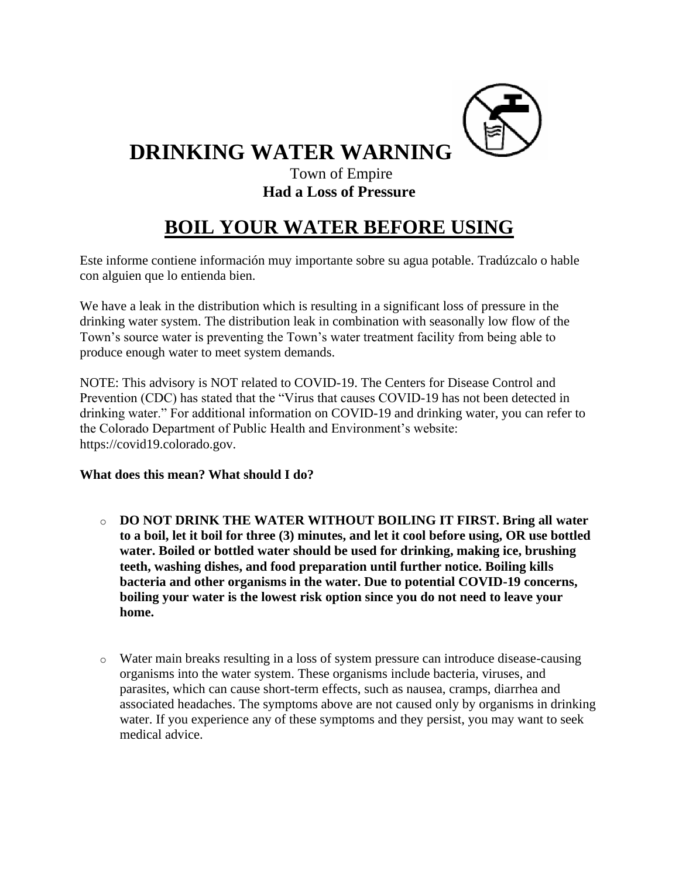# DRINKING WATER WARNING

Town of Empire
**Had a Loss of Pressure**

## BOIL YOUR WATER BEFORE USING

Este informe contiene información muy importante sobre su agua potable. Tradúzcalo o hable con alguien que lo entienda bien.

We have a leak in the distribution which is resulting in a significant loss of pressure in the drinking water system. The distribution leak in combination with seasonally low flow of the Town's source water is preventing the Town's water treatment facility from being able to produce enough water to meet system demands.

NOTE: This advisory is NOT related to COVID-19. The Centers for Disease Control and Prevention (CDC) has stated that the "Virus that causes COVID-19 has not been detected in drinking water." For additional information on COVID-19 and drinking water, you can refer to the Colorado Department of Public Health and Environment's website: https://covid19.colorado.gov.

**What does this mean? What should I do?**

- **DO NOT DRINK THE WATER WITHOUT BOILING IT FIRST. Bring all water to a boil, let it boil for three (3) minutes, and let it cool before using, OR use bottled water. Boiled or bottled water should be used for drinking, making ice, brushing teeth, washing dishes, and food preparation until further notice. Boiling kills bacteria and other organisms in the water. Due to potential COVID-19 concerns, boiling your water is the lowest risk option since you do not need to leave your home.**

- Water main breaks resulting in a loss of system pressure can introduce disease-causing organisms into the water system. These organisms include bacteria, viruses, and parasites, which can cause short-term effects, such as nausea, cramps, diarrhea and associated headaches. The symptoms above are not caused only by organisms in drinking water. If you experience any of these symptoms and they persist, you may want to seek medical advice.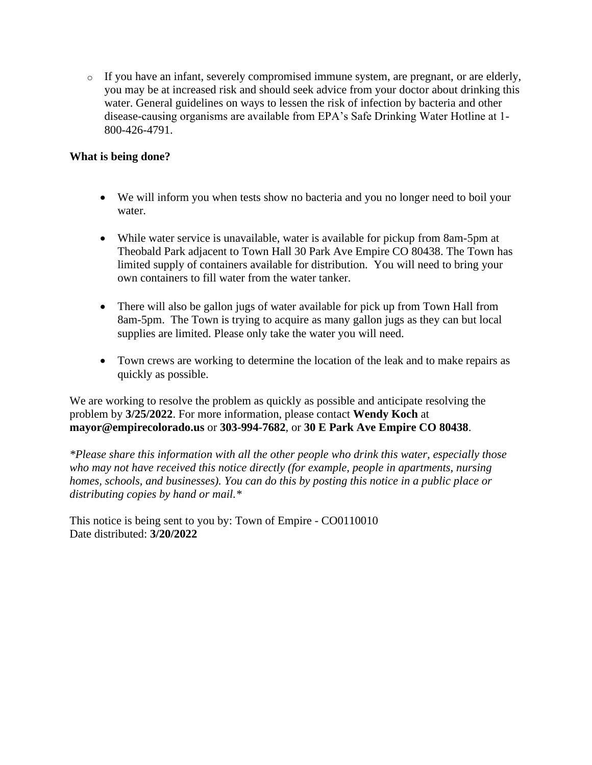- If you have an infant, severely compromised immune system, are pregnant, or are elderly, you may be at increased risk and should seek advice from your doctor about drinking this water. General guidelines on ways to lessen the risk of infection by bacteria and other disease-causing organisms are available from EPA's Safe Drinking Water Hotline at 1-800-426-4791.

**What is being done?**

- We will inform you when tests show no bacteria and you no longer need to boil your water.
- While water service is unavailable, water is available for pickup from 8am-5pm at Theobald Park adjacent to Town Hall 30 Park Ave Empire CO 80438. The Town has limited supply of containers available for distribution. You will need to bring your own containers to fill water from the water tanker.
- There will also be gallon jugs of water available for pick up from Town Hall from 8am-5pm. The Town is trying to acquire as many gallon jugs as they can but local supplies are limited. Please only take the water you will need.
- Town crews are working to determine the location of the leak and to make repairs as quickly as possible.

We are working to resolve the problem as quickly as possible and anticipate resolving the problem by **3/25/2022**. For more information, please contact **Wendy Koch** at **mayor@empirecolorado.us** or **303-994-7682**, or **30 E Park Ave Empire CO 80438**.

*\*Please share this information with all the other people who drink this water, especially those who may not have received this notice directly (for example, people in apartments, nursing homes, schools, and businesses). You can do this by posting this notice in a public place or distributing copies by hand or mail.\**

This notice is being sent to you by: Town of Empire - CO0110010
Date distributed: **3/20/2022**